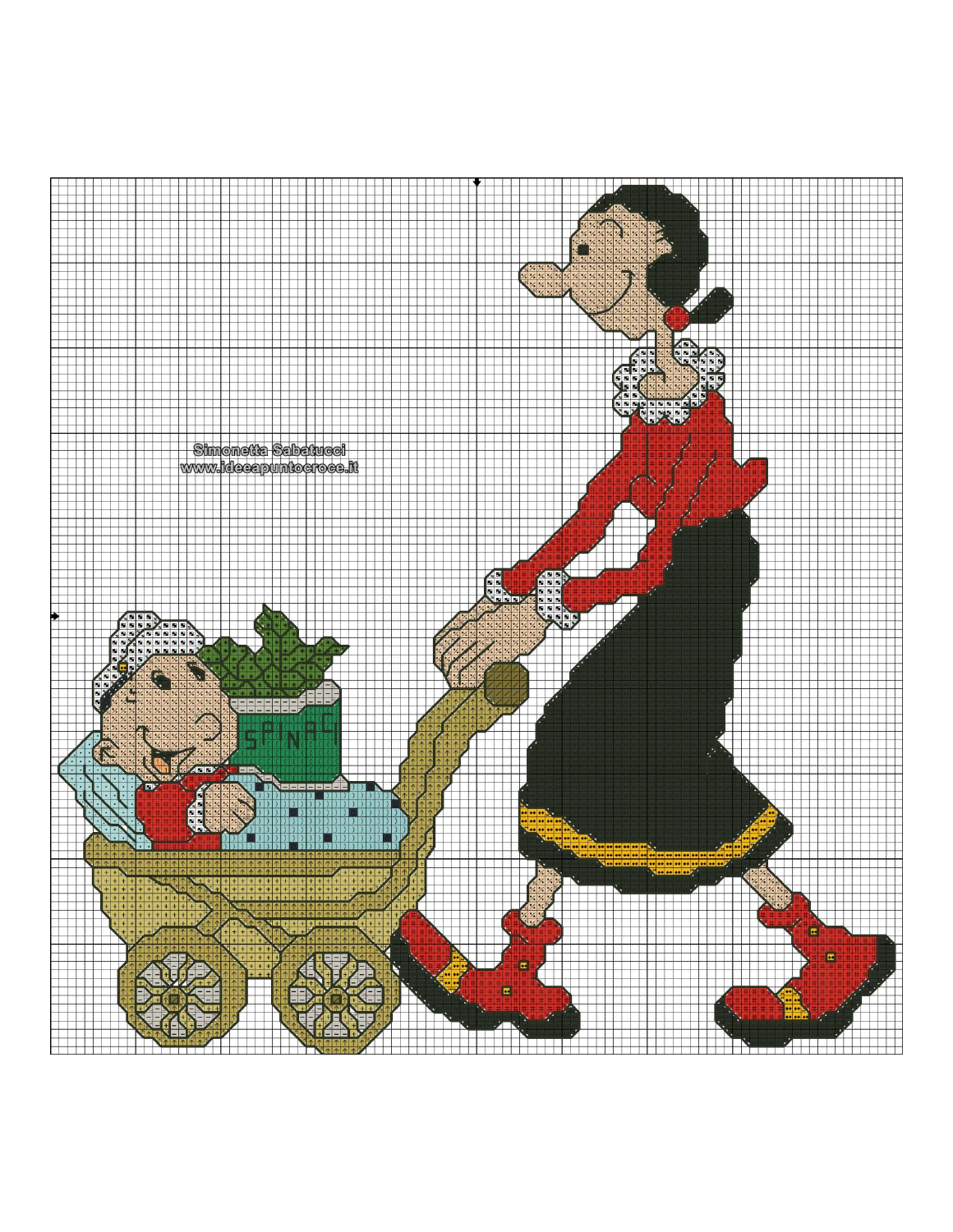Simonetta Sabatucci
www.ideeapuntocroce.it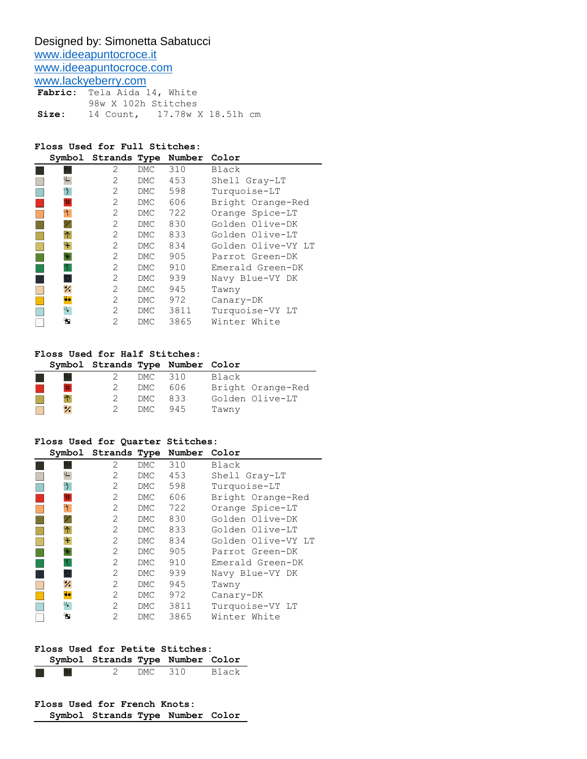Designed by: Simonetta Sabatucci

www.ideeapuntocroce.it

www.ideeapuntocroce.com

www.lackyeberry.com

**Fabric:** Tela Aida 14, White
98w X 102h Stitches

**Size:** 14 Count, 17.78w X 18.51h cm

**Floss Used for Full Stitches:**

| Symbol | Strands | Type | Number | Color |
|---|---|---|---|---|
| | 2 | DMC | 310 | Black |
| | 2 | DMC | 453 | Shell Gray-LT |
| | 2 | DMC | 598 | Turquoise-LT |
| | 2 | DMC | 606 | Bright Orange-Red |
| | 2 | DMC | 722 | Orange Spice-LT |
| | 2 | DMC | 830 | Golden Olive-DK |
| | 2 | DMC | 833 | Golden Olive-LT |
| | 2 | DMC | 834 | Golden Olive-VY LT |
| | 2 | DMC | 905 | Parrot Green-DK |
| | 2 | DMC | 910 | Emerald Green-DK |
| | 2 | DMC | 939 | Navy Blue-VY DK |
| | 2 | DMC | 945 | Tawny |
| | 2 | DMC | 972 | Canary-DK |
| | 2 | DMC | 3811 | Turquoise-VY LT |
| | 2 | DMC | 3865 | Winter White |

**Floss Used for Half Stitches:**

| Symbol | Strands | Type | Number | Color |
|---|---|---|---|---|
| | 2 | DMC | 310 | Black |
| | 2 | DMC | 606 | Bright Orange-Red |
| | 2 | DMC | 833 | Golden Olive-LT |
| | 2 | DMC | 945 | Tawny |

**Floss Used for Quarter Stitches:**

| Symbol | Strands | Type | Number | Color |
|---|---|---|---|---|
| | 2 | DMC | 310 | Black |
| | 2 | DMC | 453 | Shell Gray-LT |
| | 2 | DMC | 598 | Turquoise-LT |
| | 2 | DMC | 606 | Bright Orange-Red |
| | 2 | DMC | 722 | Orange Spice-LT |
| | 2 | DMC | 830 | Golden Olive-DK |
| | 2 | DMC | 833 | Golden Olive-LT |
| | 2 | DMC | 834 | Golden Olive-VY LT |
| | 2 | DMC | 905 | Parrot Green-DK |
| | 2 | DMC | 910 | Emerald Green-DK |
| | 2 | DMC | 939 | Navy Blue-VY DK |
| | 2 | DMC | 945 | Tawny |
| | 2 | DMC | 972 | Canary-DK |
| | 2 | DMC | 3811 | Turquoise-VY LT |
| | 2 | DMC | 3865 | Winter White |

**Floss Used for Petite Stitches:**

| Symbol | Strands | Type | Number | Color |
|---|---|---|---|---|
| | 2 | DMC | 310 | Black |

**Floss Used for French Knots:**

| Symbol | Strands | Type | Number | Color |
|---|---|---|---|---|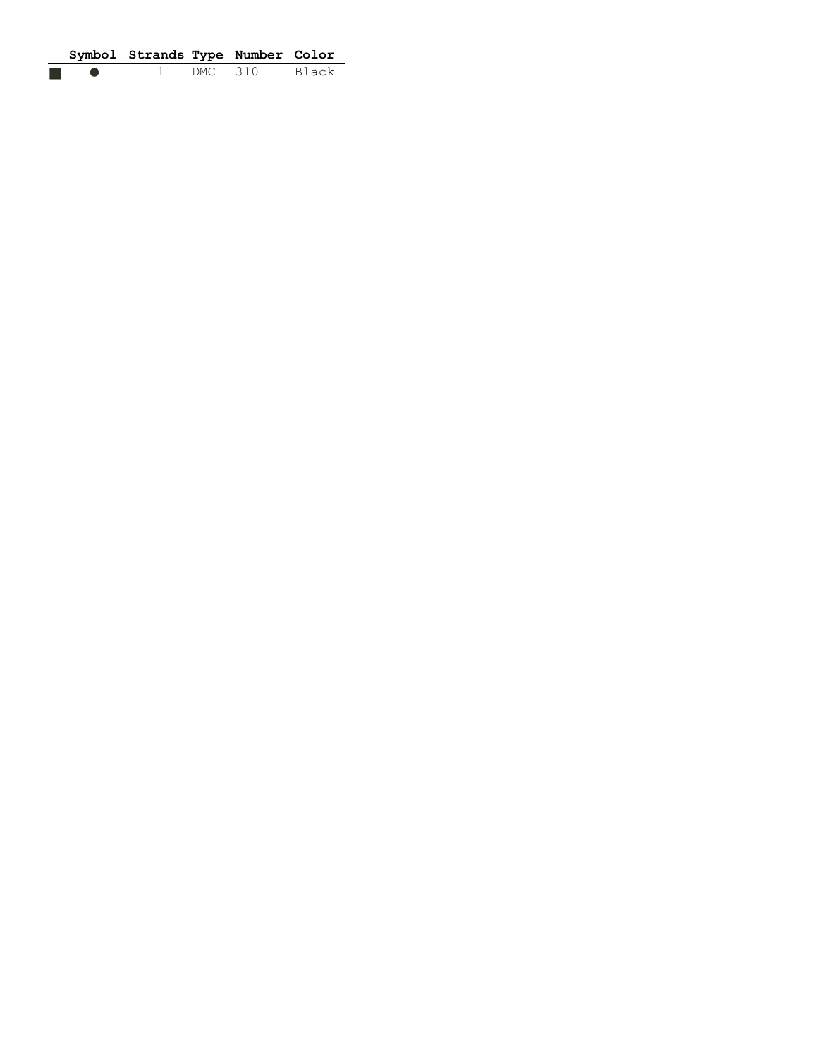| | Symbol | Strands | Type | Number | Color |
|---|---|---|---|---|---|
| ■ | ● | 1 | DMC | 310 | Black |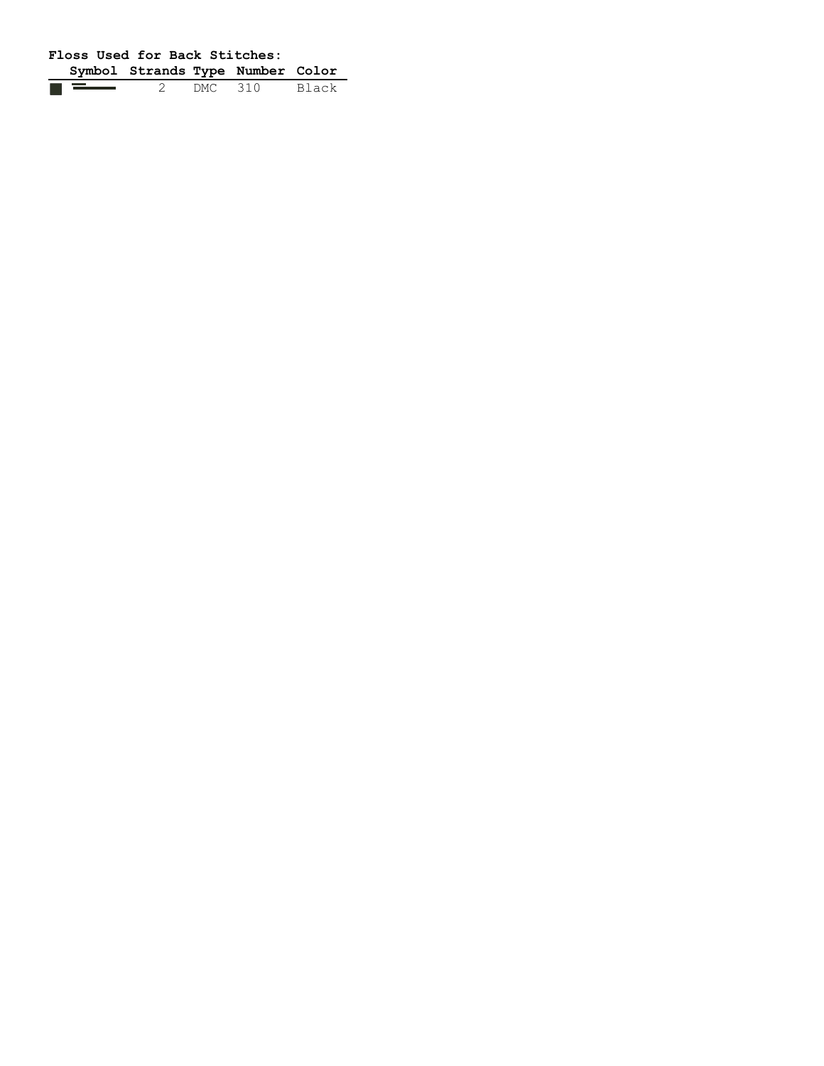**Floss Used for Back Stitches:**

| Symbol | Strands | Type | Number | Color |
|---|---|---|---|---|
| | 2 | DMC | 310 | Black |